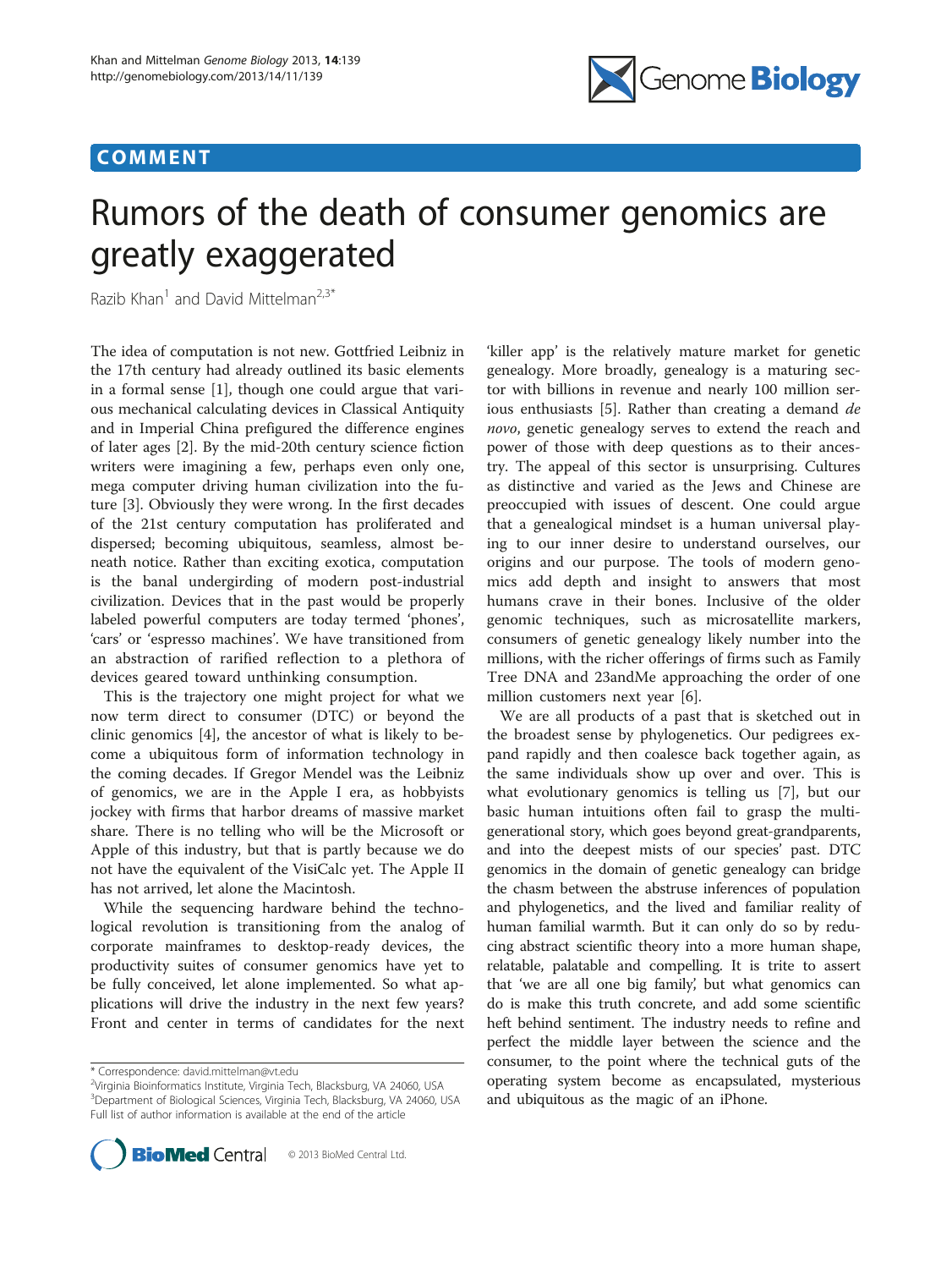COMMENT

# Rumors of the death of consumer genomics are greatly exaggerated

Razib Khan[1] and David Mittelman[2,3*]

The idea of computation is not new. Gottfried Leibniz in the 17th century had already outlined its basic elements in a formal sense [1], though one could argue that various mechanical calculating devices in Classical Antiquity and in Imperial China prefigured the difference engines of later ages [2]. By the mid-20th century science fiction writers were imagining a few, perhaps even only one, mega computer driving human civilization into the future [3]. Obviously they were wrong. In the first decades of the 21st century computation has proliferated and dispersed; becoming ubiquitous, seamless, almost beneath notice. Rather than exciting exotica, computation is the banal undergirding of modern post-industrial civilization. Devices that in the past would be properly labeled powerful computers are today termed 'phones', 'cars' or 'espresso machines'. We have transitioned from an abstraction of rarified reflection to a plethora of devices geared toward unthinking consumption.

This is the trajectory one might project for what we now term direct to consumer (DTC) or beyond the clinic genomics [4], the ancestor of what is likely to become a ubiquitous form of information technology in the coming decades. If Gregor Mendel was the Leibniz of genomics, we are in the Apple I era, as hobbyists jockey with firms that harbor dreams of massive market share. There is no telling who will be the Microsoft or Apple of this industry, but that is partly because we do not have the equivalent of the VisiCalc yet. The Apple II has not arrived, let alone the Macintosh.

While the sequencing hardware behind the technological revolution is transitioning from the analog of corporate mainframes to desktop-ready devices, the productivity suites of consumer genomics have yet to be fully conceived, let alone implemented. So what applications will drive the industry in the next few years? Front and center in terms of candidates for the next 'killer app' is the relatively mature market for genetic genealogy. More broadly, genealogy is a maturing sector with billions in revenue and nearly 100 million serious enthusiasts [5]. Rather than creating a demand *de novo*, genetic genealogy serves to extend the reach and power of those with deep questions as to their ancestry. The appeal of this sector is unsurprising. Cultures as distinctive and varied as the Jews and Chinese are preoccupied with issues of descent. One could argue that a genealogical mindset is a human universal playing to our inner desire to understand ourselves, our origins and our purpose. The tools of modern genomics add depth and insight to answers that most humans crave in their bones. Inclusive of the older genomic techniques, such as microsatellite markers, consumers of genetic genealogy likely number into the millions, with the richer offerings of firms such as Family Tree DNA and 23andMe approaching the order of one million customers next year [6].

We are all products of a past that is sketched out in the broadest sense by phylogenetics. Our pedigrees expand rapidly and then coalesce back together again, as the same individuals show up over and over. This is what evolutionary genomics is telling us [7], but our basic human intuitions often fail to grasp the multi-generational story, which goes beyond great-grandparents, and into the deepest mists of our species' past. DTC genomics in the domain of genetic genealogy can bridge the chasm between the abstruse inferences of population and phylogenetics, and the lived and familiar reality of human familial warmth. But it can only do so by reducing abstract scientific theory into a more human shape, relatable, palatable and compelling. It is trite to assert that 'we are all one big family', but what genomics can do is make this truth concrete, and add some scientific heft behind sentiment. The industry needs to refine and perfect the middle layer between the science and the consumer, to the point where the technical guts of the operating system become as encapsulated, mysterious and ubiquitous as the magic of an iPhone.

---

\* Correspondence: david.mittelman@vt.edu
[2]Virginia Bioinformatics Institute, Virginia Tech, Blacksburg, VA 24060, USA
[3]Department of Biological Sciences, Virginia Tech, Blacksburg, VA 24060, USA
Full list of author information is available at the end of the article

© 2013 BioMed Central Ltd.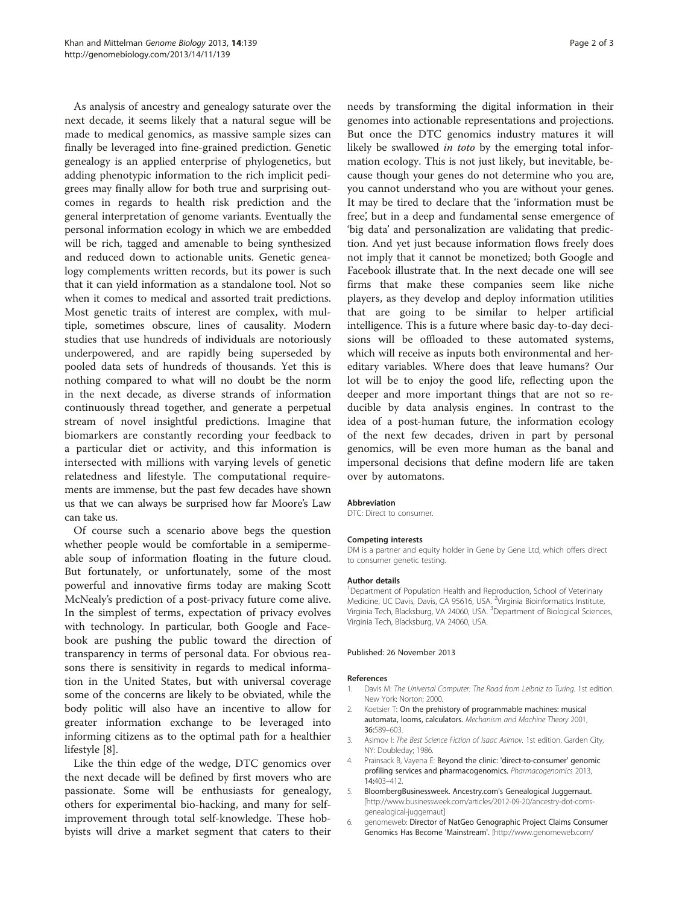As analysis of ancestry and genealogy saturate over the next decade, it seems likely that a natural segue will be made to medical genomics, as massive sample sizes can finally be leveraged into fine-grained prediction. Genetic genealogy is an applied enterprise of phylogenetics, but adding phenotypic information to the rich implicit pedigrees may finally allow for both true and surprising outcomes in regards to health risk prediction and the general interpretation of genome variants. Eventually the personal information ecology in which we are embedded will be rich, tagged and amenable to being synthesized and reduced down to actionable units. Genetic genealogy complements written records, but its power is such that it can yield information as a standalone tool. Not so when it comes to medical and assorted trait predictions. Most genetic traits of interest are complex, with multiple, sometimes obscure, lines of causality. Modern studies that use hundreds of individuals are notoriously underpowered, and are rapidly being superseded by pooled data sets of hundreds of thousands. Yet this is nothing compared to what will no doubt be the norm in the next decade, as diverse strands of information continuously thread together, and generate a perpetual stream of novel insightful predictions. Imagine that biomarkers are constantly recording your feedback to a particular diet or activity, and this information is intersected with millions with varying levels of genetic relatedness and lifestyle. The computational requirements are immense, but the past few decades have shown us that we can always be surprised how far Moore's Law can take us.

Of course such a scenario above begs the question whether people would be comfortable in a semipermeable soup of information floating in the future cloud. But fortunately, or unfortunately, some of the most powerful and innovative firms today are making Scott McNealy's prediction of a post-privacy future come alive. In the simplest of terms, expectation of privacy evolves with technology. In particular, both Google and Facebook are pushing the public toward the direction of transparency in terms of personal data. For obvious reasons there is sensitivity in regards to medical information in the United States, but with universal coverage some of the concerns are likely to be obviated, while the body politic will also have an incentive to allow for greater information exchange to be leveraged into informing citizens as to the optimal path for a healthier lifestyle [8].

Like the thin edge of the wedge, DTC genomics over the next decade will be defined by first movers who are passionate. Some will be enthusiasts for genealogy, others for experimental bio-hacking, and many for self-improvement through total self-knowledge. These hobbyists will drive a market segment that caters to their needs by transforming the digital information in their genomes into actionable representations and projections. But once the DTC genomics industry matures it will likely be swallowed *in toto* by the emerging total information ecology. This is not just likely, but inevitable, because though your genes do not determine who you are, you cannot understand who you are without your genes. It may be tired to declare that the 'information must be free', but in a deep and fundamental sense emergence of 'big data' and personalization are validating that prediction. And yet just because information flows freely does not imply that it cannot be monetized; both Google and Facebook illustrate that. In the next decade one will see firms that make these companies seem like niche players, as they develop and deploy information utilities that are going to be similar to helper artificial intelligence. This is a future where basic day-to-day decisions will be offloaded to these automated systems, which will receive as inputs both environmental and hereditary variables. Where does that leave humans? Our lot will be to enjoy the good life, reflecting upon the deeper and more important things that are not so reducible by data analysis engines. In contrast to the idea of a post-human future, the information ecology of the next few decades, driven in part by personal genomics, will be even more human as the banal and impersonal decisions that define modern life are taken over by automatons.

#### Abbreviation

DTC: Direct to consumer.

#### Competing interests

DM is a partner and equity holder in Gene by Gene Ltd, which offers direct to consumer genetic testing.

#### Author details

[1]Department of Population Health and Reproduction, School of Veterinary Medicine, UC Davis, Davis, CA 95616, USA. [2]Virginia Bioinformatics Institute, Virginia Tech, Blacksburg, VA 24060, USA. [3]Department of Biological Sciences, Virginia Tech, Blacksburg, VA 24060, USA.

Published: 26 November 2013

#### References

1. Davis M: *The Universal Computer: The Road from Leibniz to Turing.* 1st edition. New York: Norton; 2000.
2. Koetsier T: **On the prehistory of programmable machines: musical automata, looms, calculators.** *Mechanism and Machine Theory* 2001, **36:**589–603.
3. Asimov I: *The Best Science Fiction of Isaac Asimov.* 1st edition. Garden City, NY: Doubleday; 1986.
4. Prainsack B, Vayena E: **Beyond the clinic: 'direct-to-consumer' genomic profiling services and pharmacogenomics.** *Pharmacogenomics* 2013, **14:**403–412.
5. BloombergBusinessweek. **Ancestry.com's Genealogical Juggernaut.** [http://www.businessweek.com/articles/2012-09-20/ancestry-dot-coms-genealogical-juggernaut]
6. genomeweb: **Director of NatGeo Genographic Project Claims Consumer Genomics Has Become 'Mainstream'.** [http://www.genomeweb.com/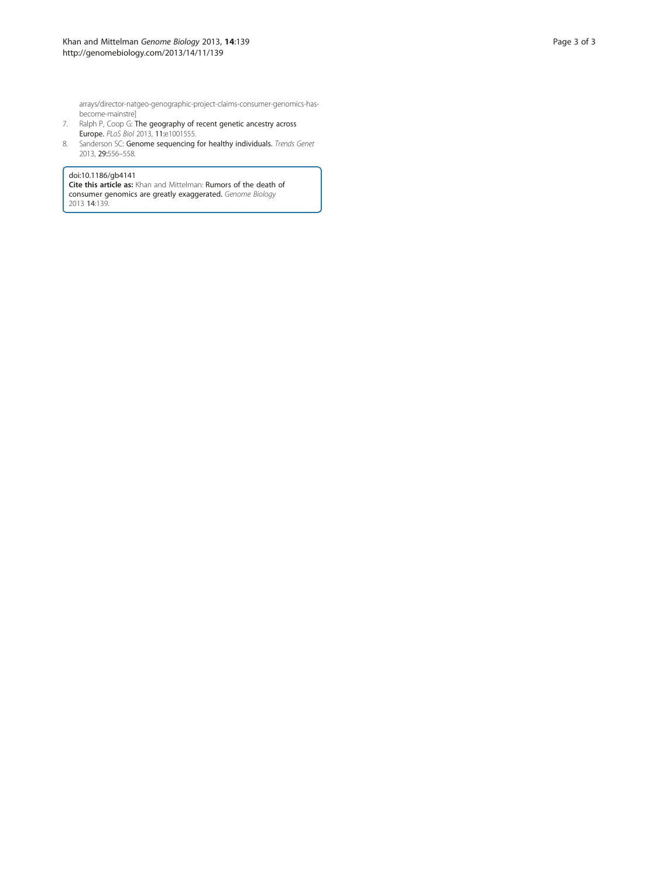arrays/director-natgeo-genographic-project-claims-consumer-genomics-has-become-mainstre]

7. Ralph P, Coop G: **The geography of recent genetic ancestry across Europe.** *PLoS Biol* 2013, **11:**e1001555.
8. Sanderson SC: **Genome sequencing for healthy individuals.** *Trends Genet* 2013, **29:**556–558.

doi:10.1186/gb4141
**Cite this article as:** Khan and Mittelman: **Rumors of the death of consumer genomics are greatly exaggerated.** *Genome Biology* 2013 **14**:139.